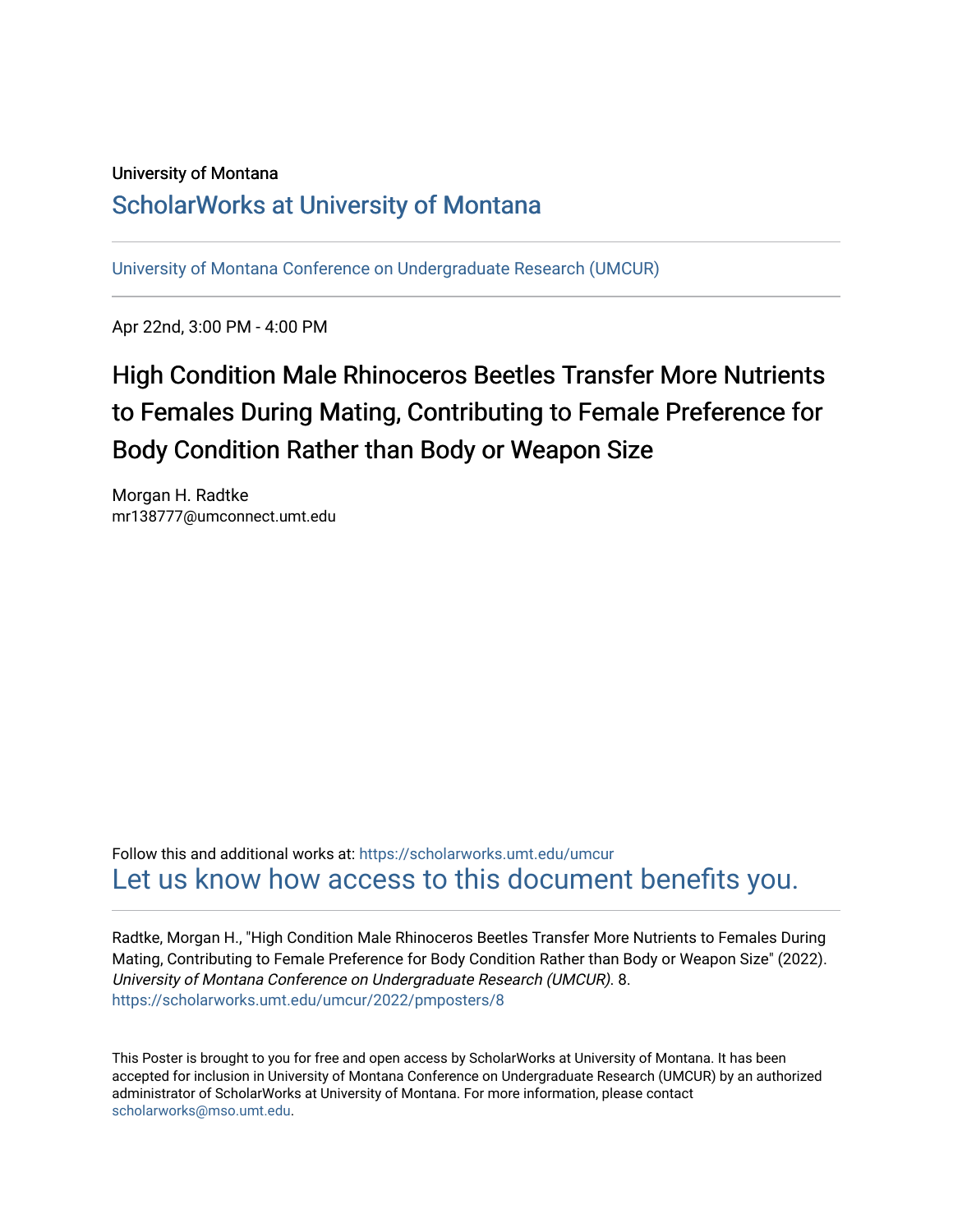University of Montana

## ScholarWorks at University of Montana

University of Montana Conference on Undergraduate Research (UMCUR)

Apr 22nd, 3:00 PM - 4:00 PM

# High Condition Male Rhinoceros Beetles Transfer More Nutrients to Females During Mating, Contributing to Female Preference for Body Condition Rather than Body or Weapon Size

Morgan H. Radtke
mr138777@umconnect.umt.edu

Follow this and additional works at: https://scholarworks.umt.edu/umcur

Let us know how access to this document benefits you.

Radtke, Morgan H., "High Condition Male Rhinoceros Beetles Transfer More Nutrients to Females During Mating, Contributing to Female Preference for Body Condition Rather than Body or Weapon Size" (2022). *University of Montana Conference on Undergraduate Research (UMCUR)*. 8.
https://scholarworks.umt.edu/umcur/2022/pmposters/8

This Poster is brought to you for free and open access by ScholarWorks at University of Montana. It has been accepted for inclusion in University of Montana Conference on Undergraduate Research (UMCUR) by an authorized administrator of ScholarWorks at University of Montana. For more information, please contact scholarworks@mso.umt.edu.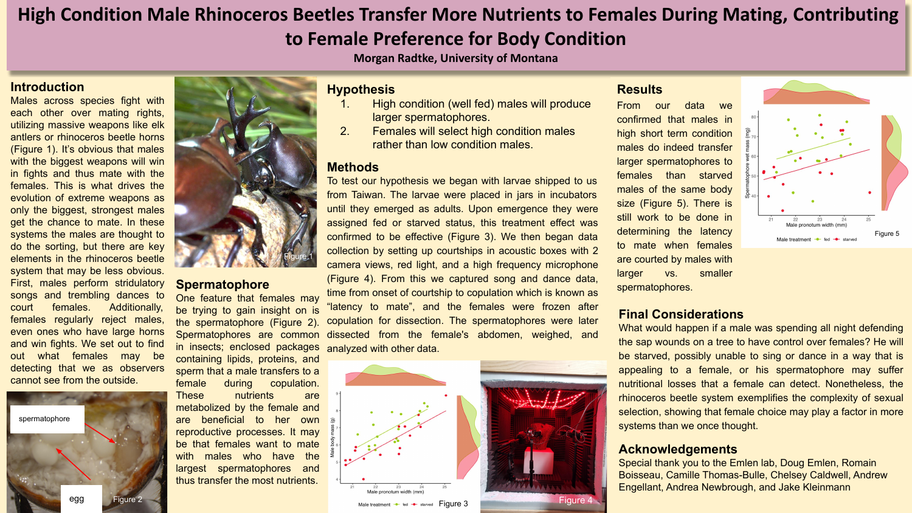# High Condition Male Rhinoceros Beetles Transfer More Nutrients to Females During Mating, Contributing to Female Preference for Body Condition

**Morgan Radtke, University of Montana**

## Introduction

Males across species fight with each other over mating rights, utilizing massive weapons like elk antlers or rhinoceros beetle horns (Figure 1). It's obvious that males with the biggest weapons will win in fights and thus mate with the females. This is what drives the evolution of extreme weapons as only the biggest, strongest males get the chance to mate. In these systems the males are thought to do the sorting, but there are key elements in the rhinoceros beetle system that may be less obvious. First, males perform stridulatory songs and trembling dances to court females. Additionally, females regularly reject males, even ones who have large horns and win fights. We set out to find out what females may be detecting that we as observers cannot see from the outside.

Figure 1

spermatophore

egg

Figure 2

## Spermatophore

One feature that females may be trying to gain insight on is the spermatophore (Figure 2). Spermatophores are common in insects; enclosed packages containing lipids, proteins, and sperm that a male transfers to a female during copulation. These nutrients are metabolized by the female and are beneficial to her own reproductive processes. It may be that females want to mate with males who have the largest spermatophores and thus transfer the most nutrients.

## Hypothesis

1. High condition (well fed) males will produce larger spermatophores.
2. Females will select high condition males rather than low condition males.

## Methods

To test our hypothesis we began with larvae shipped to us from Taiwan. The larvae were placed in jars in incubators until they emerged as adults. Upon emergence they were assigned fed or starved status, this treatment effect was confirmed to be effective (Figure 3). We then began data collection by setting up courtships in acoustic boxes with 2 camera views, red light, and a high frequency microphone (Figure 4). From this we captured song and dance data, time from onset of courtship to copulation which is known as "latency to mate", and the females were frozen after copulation for dissection. The spermatophores were later dissected from the female's abdomen, weighed, and analyzed with other data.

Male body mass (g)

9
8
7
6
5
4

21 22 23 24 25

Male pronotum width (mm)

Male treatment — fed — starved

Figure 3

Figure 4

## Results

From our data we confirmed that males in high short term condition males do indeed transfer larger spermatophores to females than starved males of the same body size (Figure 5). There is still work to be done in determining the latency to mate when females are courted by males with larger vs. smaller spermatophores.

Spermatophore wet mass (mg)

80
70
60
50
40

21 22 23 24 25

Male pronotum width (mm)

Male treatment — fed — starved

Figure 5

## Final Considerations

What would happen if a male was spending all night defending the sap wounds on a tree to have control over females? He will be starved, possibly unable to sing or dance in a way that is appealing to a female, or his spermatophore may suffer nutritional losses that a female can detect. Nonetheless, the rhinoceros beetle system exemplifies the complexity of sexual selection, showing that female choice may play a factor in more systems than we once thought.

## Acknowledgements

Special thank you to the Emlen lab, Doug Emlen, Romain Boisseau, Camille Thomas-Bulle, Chelsey Caldwell, Andrew Engellant, Andrea Newbrough, and Jake Kleinmann